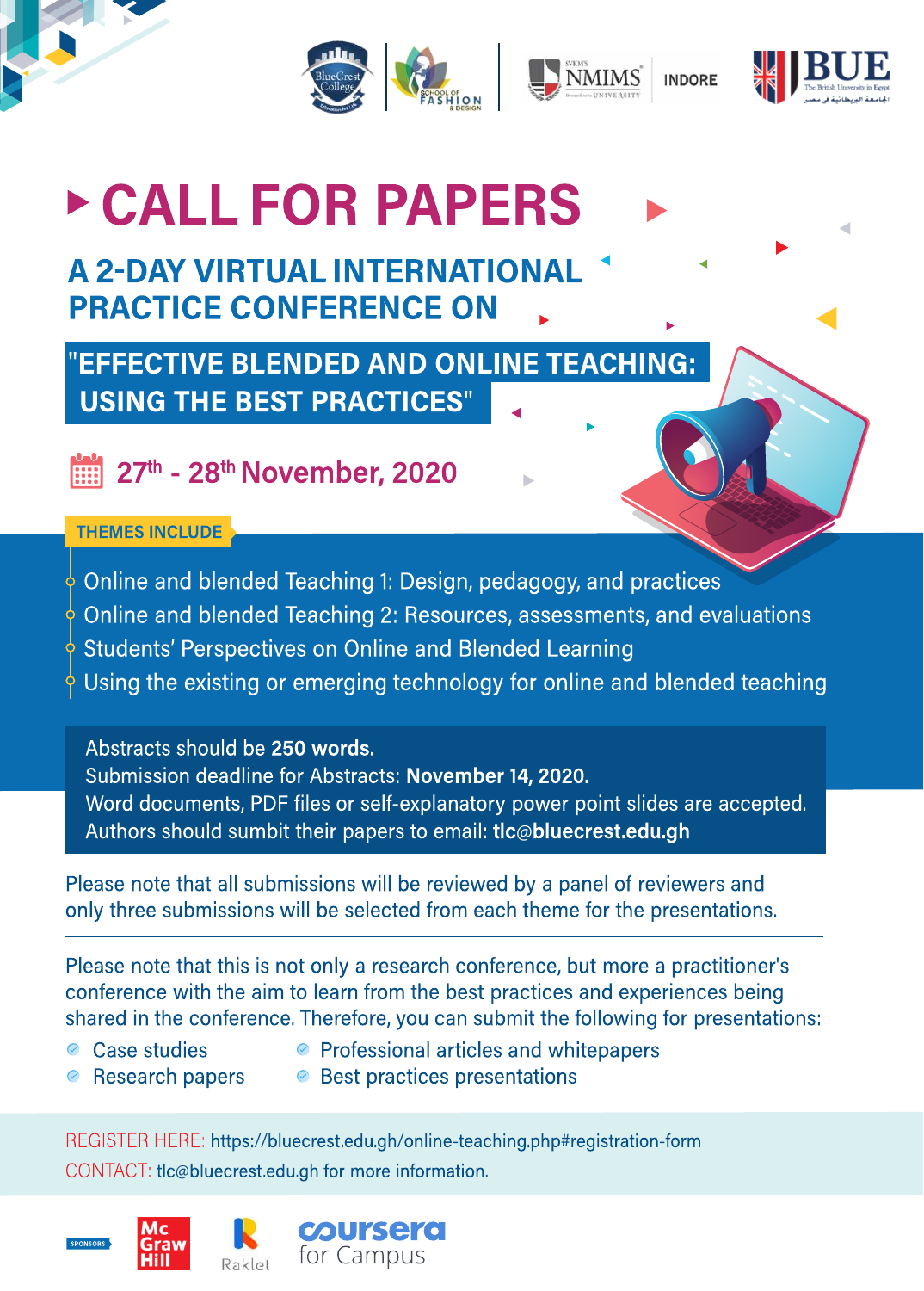# CALL FOR PAPERS

## A 2-DAY VIRTUAL INTERNATIONAL PRACTICE CONFERENCE ON

## "EFFECTIVE BLENDED AND ONLINE TEACHING: USING THE BEST PRACTICES"

27th - 28th November, 2020

**THEMES INCLUDE**

- Online and blended Teaching 1: Design, pedagogy, and practices
- Online and blended Teaching 2: Resources, assessments, and evaluations
- Students' Perspectives on Online and Blended Learning
- Using the existing or emerging technology for online and blended teaching

Abstracts should be **250 words.**
Submission deadline for Abstracts: **November 14, 2020.**
Word documents, PDF files or self-explanatory power point slides are accepted.
Authors should sumbit their papers to email: **tlc@bluecrest.edu.gh**

Please note that all submissions will be reviewed by a panel of reviewers and only three submissions will be selected from each theme for the presentations.

---

Please note that this is not only a research conference, but more a practitioner's conference with the aim to learn from the best practices and experiences being shared in the conference. Therefore, you can submit the following for presentations:

- Case studies
- Research papers
- Professional articles and whitepapers
- Best practices presentations

REGISTER HERE: https://bluecrest.edu.gh/online-teaching.php#registration-form

CONTACT: tlc@bluecrest.edu.gh for more information.

SPONSORS: McGraw Hill, Raklet, coursera for Campus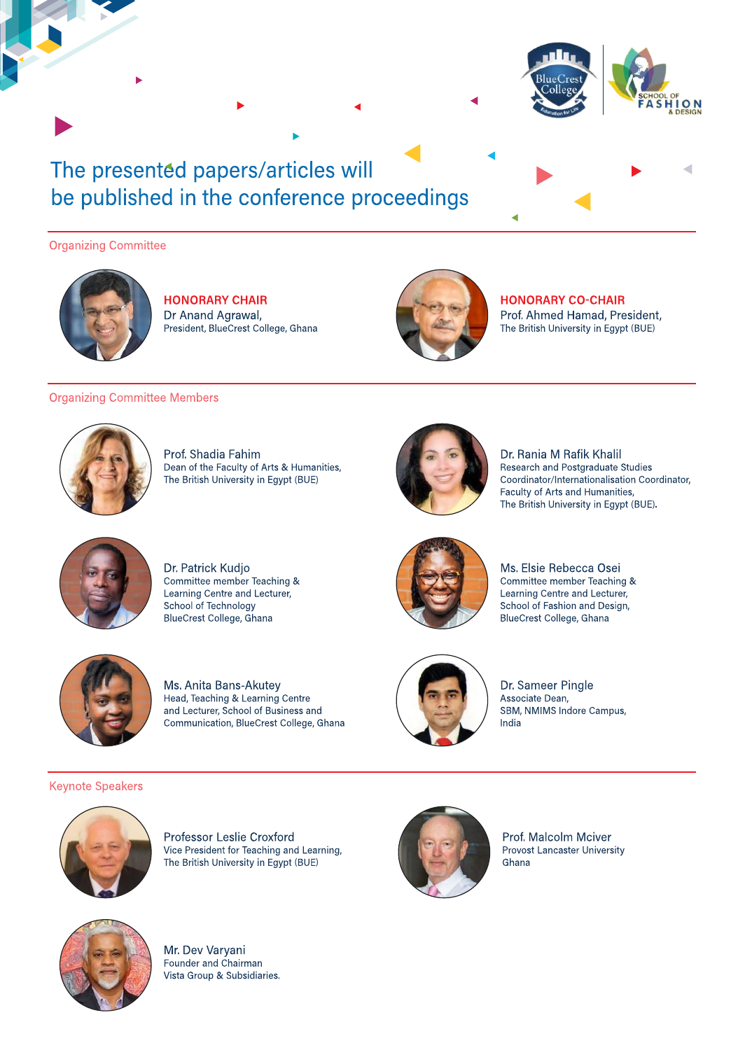## The presented papers/articles will be published in the conference proceedings

### Organizing Committee

**HONORARY CHAIR**
Dr Anand Agrawal,
President, BlueCrest College, Ghana

**HONORARY CO-CHAIR**
Prof. Ahmed Hamad, President,
The British University in Egypt (BUE)

### Organizing Committee Members

Prof. Shadia Fahim
Dean of the Faculty of Arts & Humanities,
The British University in Egypt (BUE)

Dr. Rania M Rafik Khalil
Research and Postgraduate Studies Coordinator/Internationalisation Coordinator,
Faculty of Arts and Humanities,
The British University in Egypt (BUE).

Dr. Patrick Kudjo
Committee member Teaching & Learning Centre and Lecturer,
School of Technology
BlueCrest College, Ghana

Ms. Elsie Rebecca Osei
Committee member Teaching & Learning Centre and Lecturer,
School of Fashion and Design,
BlueCrest College, Ghana

Ms. Anita Bans-Akutey
Head, Teaching & Learning Centre and Lecturer, School of Business and Communication, BlueCrest College, Ghana

Dr. Sameer Pingle
Associate Dean,
SBM, NMIMS Indore Campus,
India

### Keynote Speakers

Professor Leslie Croxford
Vice President for Teaching and Learning,
The British University in Egypt (BUE)

Prof. Malcolm Mciver
Provost Lancaster University
Ghana

Mr. Dev Varyani
Founder and Chairman
Vista Group & Subsidiaries.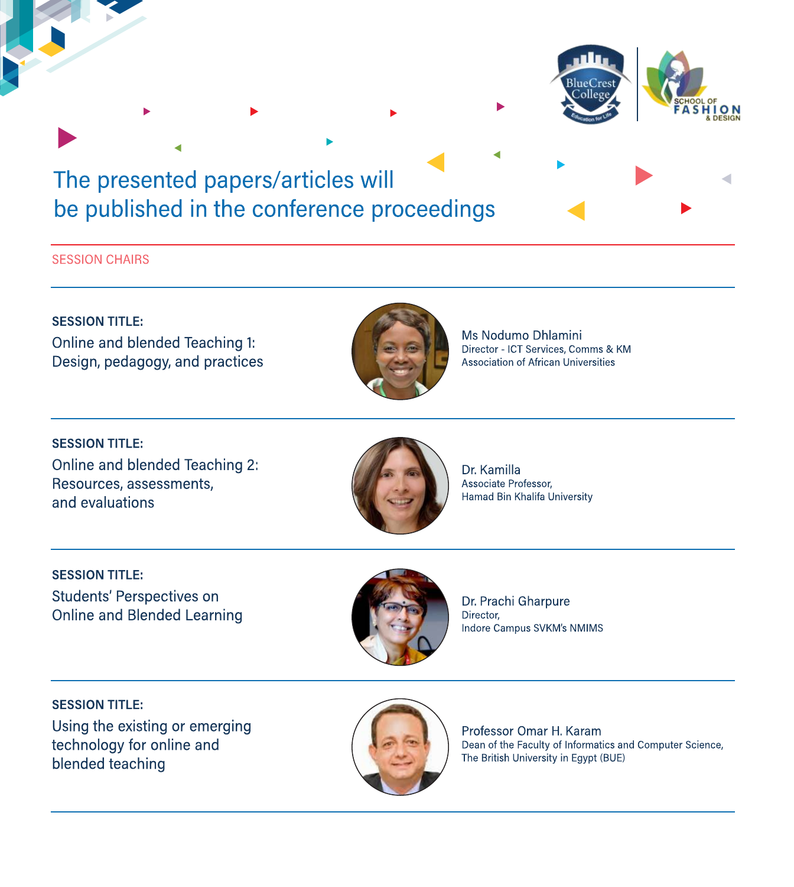# The presented papers/articles will be published in the conference proceedings

## SESSION CHAIRS

**SESSION TITLE:**
Online and blended Teaching 1: Design, pedagogy, and practices

Ms Nodumo Dhlamini
Director - ICT Services, Comms & KM
Association of African Universities

**SESSION TITLE:**
Online and blended Teaching 2: Resources, assessments, and evaluations

Dr. Kamilla
Associate Professor,
Hamad Bin Khalifa University

**SESSION TITLE:**
Students' Perspectives on Online and Blended Learning

Dr. Prachi Gharpure
Director,
Indore Campus SVKM's NMIMS

**SESSION TITLE:**
Using the existing or emerging technology for online and blended teaching

Professor Omar H. Karam
Dean of the Faculty of Informatics and Computer Science,
The British University in Egypt (BUE)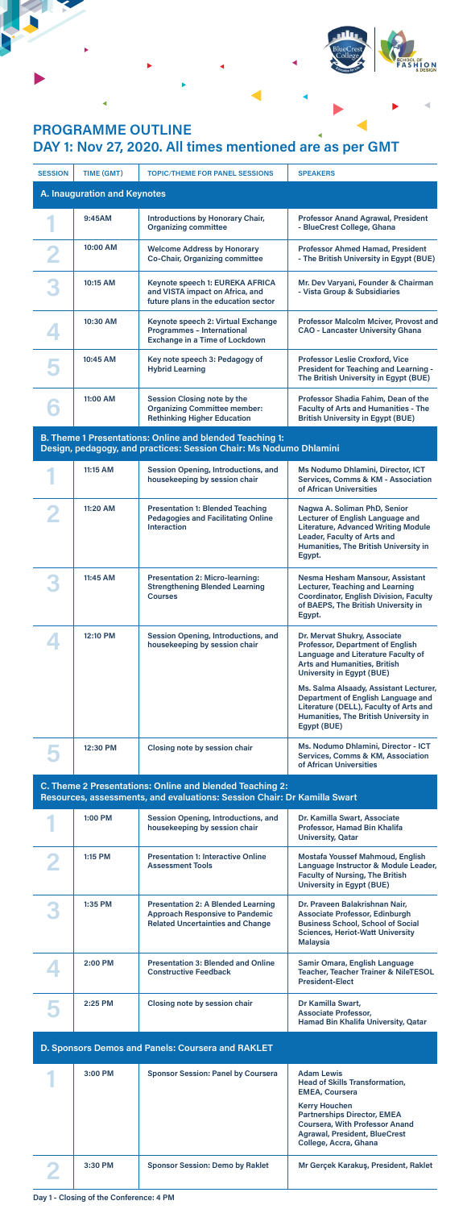## PROGRAMME OUTLINE

## DAY 1: Nov 27, 2020. All times mentioned are as per GMT

| SESSION | TIME (GMT) | TOPIC/THEME FOR PANEL SESSIONS | SPEAKERS |
|---|---|---|---|
| **A. Inauguration and Keynotes** | | | |
| 1 | 9:45AM | Introductions by Honorary Chair, Organizing committee | Professor Anand Agrawal, President - BlueCrest College, Ghana |
| 2 | 10:00 AM | Welcome Address by Honorary Co-Chair, Organizing committee | Professor Ahmed Hamad, President - The British University in Egypt (BUE) |
| 3 | 10:15 AM | Keynote speech 1: EUREKA AFRICA and VISTA impact on Africa, and future plans in the education sector | Mr. Dev Varyani, Founder & Chairman - Vista Group & Subsidiaries |
| 4 | 10:30 AM | Keynote speech 2: Virtual Exchange Programmes - International Exchange in a Time of Lockdown | Professor Malcolm Mciver, Provost and CAO - Lancaster University Ghana |
| 5 | 10:45 AM | Key note speech 3: Pedagogy of Hybrid Learning | Professor Leslie Croxford, Vice President for Teaching and Learning - The British University in Egypt (BUE) |
| 6 | 11:00 AM | Session Closing note by the Organizing Committee member: Rethinking Higher Education | Professor Shadia Fahim, Dean of the Faculty of Arts and Humanities - The British University in Egypt (BUE) |
| **B. Theme 1 Presentations: Online and blended Teaching 1: Design, pedagogy, and practices: Session Chair: Ms Nodumo Dhlamini** | | | |
| 1 | 11:15 AM | Session Opening, Introductions, and housekeeping by session chair | Ms Nodumo Dhlamini, Director, ICT Services, Comms & KM - Association of African Universities |
| 2 | 11:20 AM | Presentation 1: Blended Teaching Pedagogies and Facilitating Online Interaction | Nagwa A. Soliman PhD, Senior Lecturer of English Language and Literature, Advanced Writing Module Leader, Faculty of Arts and Humanities, The British University in Egypt. |
| 3 | 11:45 AM | Presentation 2: Micro-learning: Strengthening Blended Learning Courses | Nesma Hesham Mansour, Assistant Lecturer, Teaching and Learning Coordinator, English Division, Faculty of BAEPS, The British University in Egypt. |
| 4 | 12:10 PM | Session Opening, Introductions, and housekeeping by session chair | Dr. Mervat Shukry, Associate Professor, Department of English Language and Literature Faculty of Arts and Humanities, British University in Egypt (BUE)<br><br>Ms. Salma Alsaady, Assistant Lecturer, Department of English Language and Literature (DELL), Faculty of Arts and Humanities, The British University in Egypt (BUE) |
| 5 | 12:30 PM | Closing note by session chair | Ms. Nodumo Dhlamini, Director - ICT Services, Comms & KM, Association of African Universities |
| **C. Theme 2 Presentations: Online and blended Teaching 2: Resources, assessments, and evaluations: Session Chair: Dr Kamilla Swart** | | | |
| 1 | 1:00 PM | Session Opening, Introductions, and housekeeping by session chair | Dr. Kamilla Swart, Associate Professor, Hamad Bin Khalifa University, Qatar |
| 2 | 1:15 PM | Presentation 1: Interactive Online Assessment Tools | Mostafa Youssef Mahmoud, English Language Instructor & Module Leader, Faculty of Nursing, The British University in Egypt (BUE) |
| 3 | 1:35 PM | Presentation 2: A Blended Learning Approach Responsive to Pandemic Related Uncertainties and Change | Dr. Praveen Balakrishnan Nair, Associate Professor, Edinburgh Business School, School of Social Sciences, Heriot-Watt University Malaysia |
| 4 | 2:00 PM | Presentation 3: Blended and Online Constructive Feedback | Samir Omara, English Language Teacher, Teacher Trainer & NileTESOL President-Elect |
| 5 | 2:25 PM | Closing note by session chair | Dr Kamilla Swart, Associate Professor, Hamad Bin Khalifa University, Qatar |
| **D. Sponsors Demos and Panels: Coursera and RAKLET** | | | |
| 1 | 3:00 PM | Sponsor Session: Panel by Coursera | Adam Lewis<br>Head of Skills Transformation, EMEA, Coursera<br><br>Kerry Houchen<br>Partnerships Director, EMEA Coursera, With Professor Anand Agrawal, President, BlueCrest College, Accra, Ghana |
| 2 | 3:30 PM | Sponsor Session: Demo by Raklet | Mr Gerçek Karakuş, President, Raklet |

Day 1 - Closing of the Conference: 4 PM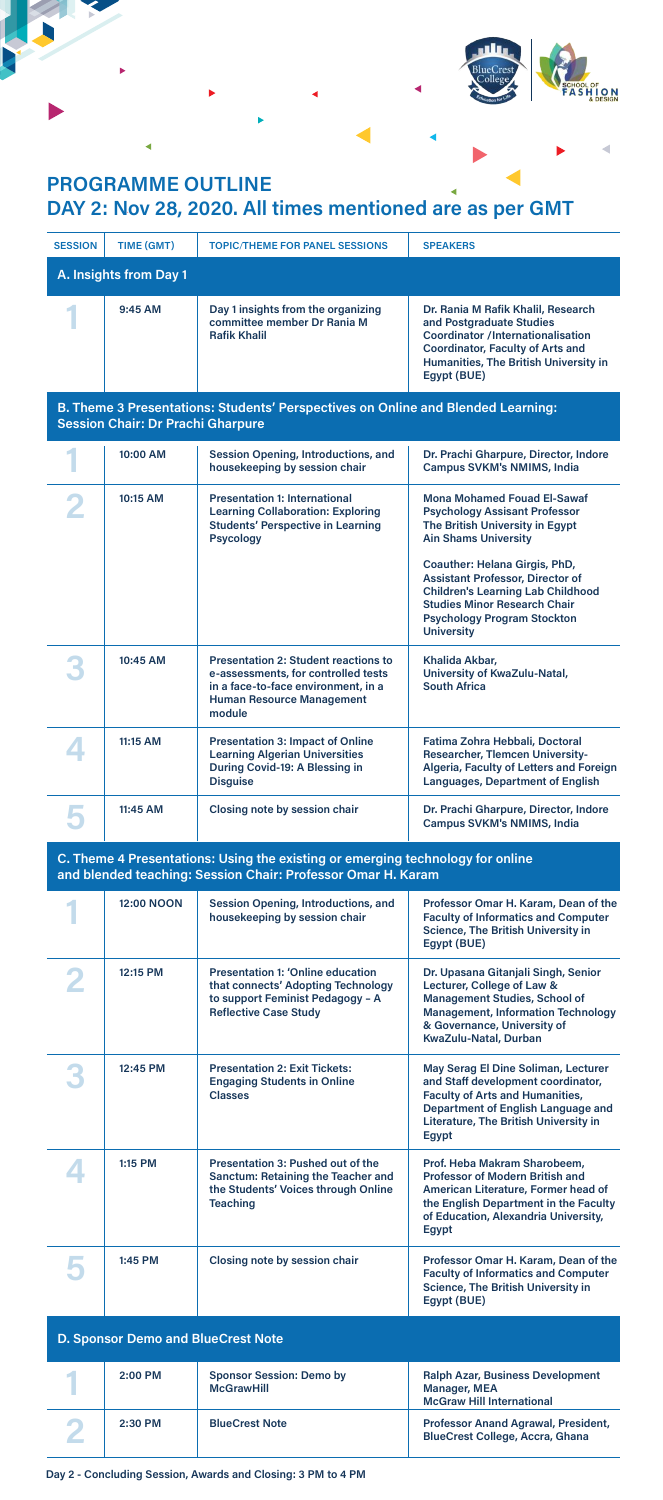## PROGRAMME OUTLINE
## DAY 2: Nov 28, 2020. All times mentioned are as per GMT

| SESSION | TIME (GMT) | TOPIC/THEME FOR PANEL SESSIONS | SPEAKERS |
|---|---|---|---|
| **A. Insights from Day 1** | | | |
| 1 | 9:45 AM | Day 1 insights from the organizing committee member Dr Rania M Rafik Khalil | Dr. Rania M Rafik Khalil, Research and Postgraduate Studies Coordinator /Internationalisation Coordinator, Faculty of Arts and Humanities, The British University in Egypt (BUE) |
| **B. Theme 3 Presentations: Students' Perspectives on Online and Blended Learning: Session Chair: Dr Prachi Gharpure** | | | |
| 1 | 10:00 AM | Session Opening, Introductions, and housekeeping by session chair | Dr. Prachi Gharpure, Director, Indore Campus SVKM's NMIMS, India |
| 2 | 10:15 AM | Presentation 1: International Learning Collaboration: Exploring Students' Perspective in Learning Psycology | Mona Mohamed Fouad El-Sawaf Psychology Assisant Professor The British University in Egypt Ain Shams University<br><br>Coauther: Helana Girgis, PhD, Assistant Professor, Director of Children's Learning Lab Childhood Studies Minor Research Chair Psychology Program Stockton University |
| 3 | 10:45 AM | Presentation 2: Student reactions to e-assessments, for controlled tests in a face-to-face environment, in a Human Resource Management module | Khalida Akbar, University of KwaZulu-Natal, South Africa |
| 4 | 11:15 AM | Presentation 3: Impact of Online Learning Algerian Universities During Covid-19: A Blessing in Disguise | Fatima Zohra Hebbali, Doctoral Researcher, Tlemcen University-Algeria, Faculty of Letters and Foreign Languages, Department of English |
| 5 | 11:45 AM | Closing note by session chair | Dr. Prachi Gharpure, Director, Indore Campus SVKM's NMIMS, India |
| **C. Theme 4 Presentations: Using the existing or emerging technology for online and blended teaching: Session Chair: Professor Omar H. Karam** | | | |
| 1 | 12:00 NOON | Session Opening, Introductions, and housekeeping by session chair | Professor Omar H. Karam, Dean of the Faculty of Informatics and Computer Science, The British University in Egypt (BUE) |
| 2 | 12:15 PM | Presentation 1: 'Online education that connects' Adopting Technology to support Feminist Pedagogy – A Reflective Case Study | Dr. Upasana Gitanjali Singh, Senior Lecturer, College of Law & Management Studies, School of Management, Information Technology & Governance, University of KwaZulu-Natal, Durban |
| 3 | 12:45 PM | Presentation 2: Exit Tickets: Engaging Students in Online Classes | May Serag El Dine Soliman, Lecturer and Staff development coordinator, Faculty of Arts and Humanities, Department of English Language and Literature, The British University in Egypt |
| 4 | 1:15 PM | Presentation 3: Pushed out of the Sanctum: Retaining the Teacher and the Students' Voices through Online Teaching | Prof. Heba Makram Sharobeem, Professor of Modern British and American Literature, Former head of the English Department in the Faculty of Education, Alexandria University, Egypt |
| 5 | 1:45 PM | Closing note by session chair | Professor Omar H. Karam, Dean of the Faculty of Informatics and Computer Science, The British University in Egypt (BUE) |
| **D. Sponsor Demo and BlueCrest Note** | | | |
| 1 | 2:00 PM | Sponsor Session: Demo by McGrawHill | Ralph Azar, Business Development Manager, MEA McGraw Hill International |
| 2 | 2:30 PM | BlueCrest Note | Professor Anand Agrawal, President, BlueCrest College, Accra, Ghana |

**Day 2 - Concluding Session, Awards and Closing: 3 PM to 4 PM**